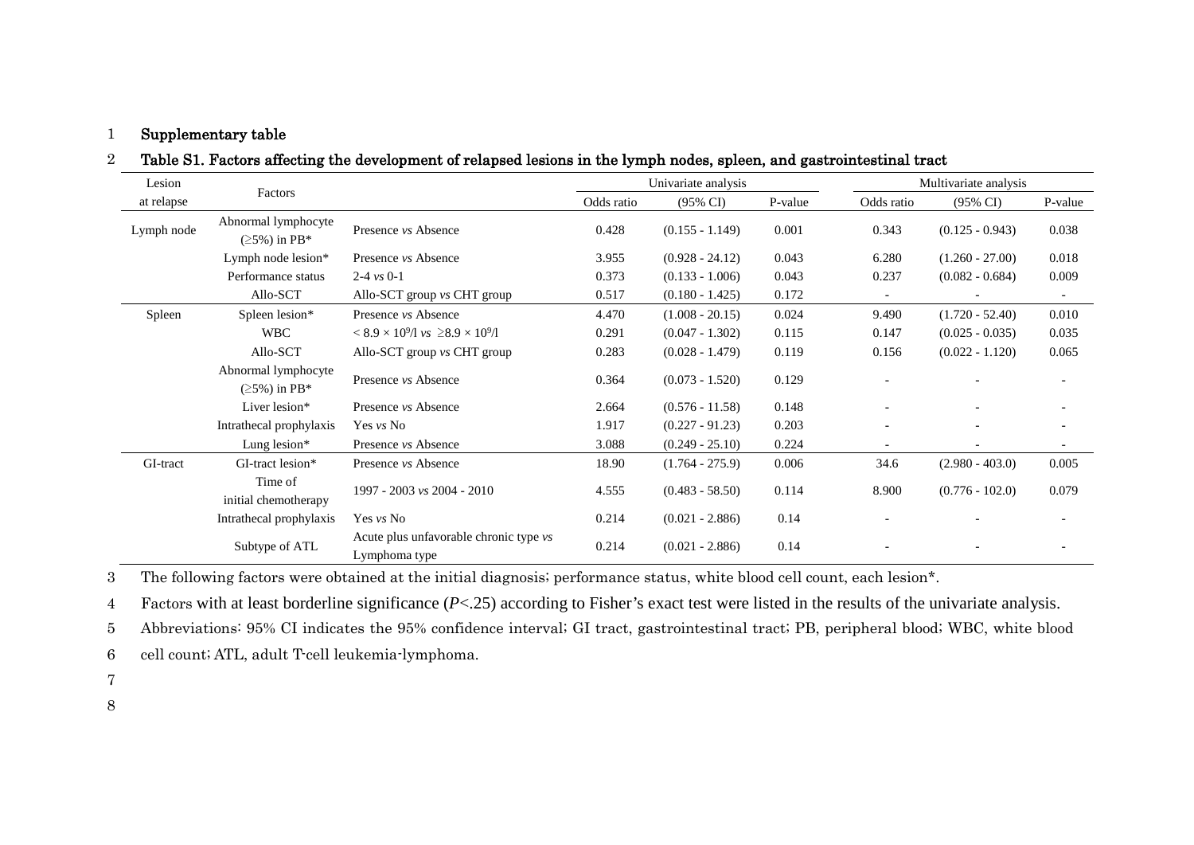## Supplementary table

**Table S1. Factors affecting the development of relapsed lesions in the lymph nodes, spleen, and gastrointestinal tract**

| Lesion at relapse | Factors | | Univariate analysis | | | Multivariate analysis | | |
|---|---|---|---|---|---|---|---|---|
| | | | Odds ratio | (95% CI) | P-value | Odds ratio | (95% CI) | P-value |
| Lymph node | Abnormal lymphocyte (≥5%) in PB* | Presence *vs* Absence | 0.428 | (0.155 - 1.149) | 0.001 | 0.343 | (0.125 - 0.943) | 0.038 |
| | Lymph node lesion* | Presence *vs* Absence | 3.955 | (0.928 - 24.12) | 0.043 | 6.280 | (1.260 - 27.00) | 0.018 |
| | Performance status | 2-4 *vs* 0-1 | 0.373 | (0.133 - 1.006) | 0.043 | 0.237 | (0.082 - 0.684) | 0.009 |
| | Allo-SCT | Allo-SCT group *vs* CHT group | 0.517 | (0.180 - 1.425) | 0.172 | - | - | - |
| Spleen | Spleen lesion* | Presence *vs* Absence | 4.470 | (1.008 - 20.15) | 0.024 | 9.490 | (1.720 - 52.40) | 0.010 |
| | WBC | $< 8.9 \times 10^9$/l *vs* $\geq 8.9 \times 10^9$/l | 0.291 | (0.047 - 1.302) | 0.115 | 0.147 | (0.025 - 0.035) | 0.035 |
| | Allo-SCT | Allo-SCT group *vs* CHT group | 0.283 | (0.028 - 1.479) | 0.119 | 0.156 | (0.022 - 1.120) | 0.065 |
| | Abnormal lymphocyte (≥5%) in PB* | Presence *vs* Absence | 0.364 | (0.073 - 1.520) | 0.129 | - | - | - |
| | Liver lesion* | Presence *vs* Absence | 2.664 | (0.576 - 11.58) | 0.148 | - | - | - |
| | Intrathecal prophylaxis | Yes *vs* No | 1.917 | (0.227 - 91.23) | 0.203 | - | - | - |
| | Lung lesion* | Presence *vs* Absence | 3.088 | (0.249 - 25.10) | 0.224 | - | - | - |
| GI-tract | GI-tract lesion* | Presence *vs* Absence | 18.90 | (1.764 - 275.9) | 0.006 | 34.6 | (2.980 - 403.0) | 0.005 |
| | Time of initial chemotherapy | 1997 - 2003 *vs* 2004 - 2010 | 4.555 | (0.483 - 58.50) | 0.114 | 8.900 | (0.776 - 102.0) | 0.079 |
| | Intrathecal prophylaxis | Yes *vs* No | 0.214 | (0.021 - 2.886) | 0.14 | - | - | - |
| | Subtype of ATL | Acute plus unfavorable chronic type *vs* Lymphoma type | 0.214 | (0.021 - 2.886) | 0.14 | - | - | - |

The following factors were obtained at the initial diagnosis; performance status, white blood cell count, each lesion*.

Factors with at least borderline significance ($P<.25$) according to Fisher's exact test were listed in the results of the univariate analysis.

Abbreviations: 95% CI indicates the 95% confidence interval; GI tract, gastrointestinal tract; PB, peripheral blood; WBC, white blood cell count; ATL, adult T-cell leukemia-lymphoma.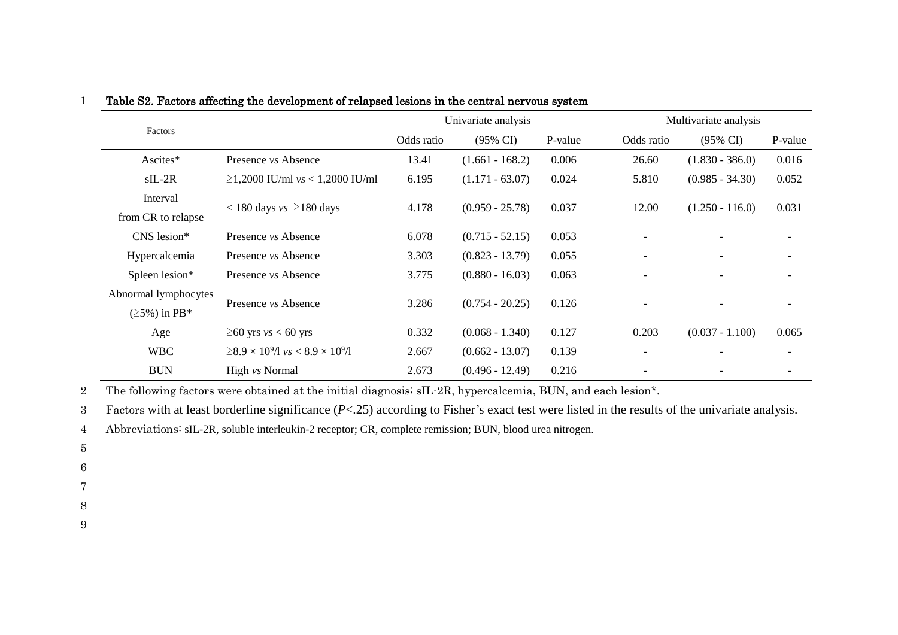**Table S2. Factors affecting the development of relapsed lesions in the central nervous system**

| Factors | | Univariate analysis | | | Multivariate analysis | | |
|---|---|---|---|---|---|---|---|
| | | Odds ratio | (95% CI) | P-value | Odds ratio | (95% CI) | P-value |
| Ascites* | Presence *vs* Absence | 13.41 | (1.661 - 168.2) | 0.006 | 26.60 | (1.830 - 386.0) | 0.016 |
| sIL-2R | ≥1,2000 IU/ml *vs* < 1,2000 IU/ml | 6.195 | (1.171 - 63.07) | 0.024 | 5.810 | (0.985 - 34.30) | 0.052 |
| Interval from CR to relapse | < 180 days *vs* ≥180 days | 4.178 | (0.959 - 25.78) | 0.037 | 12.00 | (1.250 - 116.0) | 0.031 |
| CNS lesion* | Presence *vs* Absence | 6.078 | (0.715 - 52.15) | 0.053 | - | - | - |
| Hypercalcemia | Presence *vs* Absence | 3.303 | (0.823 - 13.79) | 0.055 | - | - | - |
| Spleen lesion* | Presence *vs* Absence | 3.775 | (0.880 - 16.03) | 0.063 | - | - | - |
| Abnormal lymphocytes (≥5%) in PB* | Presence *vs* Absence | 3.286 | (0.754 - 20.25) | 0.126 | - | - | - |
| Age | ≥60 yrs *vs* < 60 yrs | 0.332 | (0.068 - 1.340) | 0.127 | 0.203 | (0.037 - 1.100) | 0.065 |
| WBC | $\geq 8.9 \times 10^9$/l *vs* $< 8.9 \times 10^9$/l | 2.667 | (0.662 - 13.07) | 0.139 | - | - | - |
| BUN | High *vs* Normal | 2.673 | (0.496 - 12.49) | 0.216 | - | - | - |

The following factors were obtained at the initial diagnosis; sIL-2R, hypercalcemia, BUN, and each lesion*.

Factors with at least borderline significance ($P$<.25) according to Fisher's exact test were listed in the results of the univariate analysis.

Abbreviations: sIL-2R, soluble interleukin-2 receptor; CR, complete remission; BUN, blood urea nitrogen.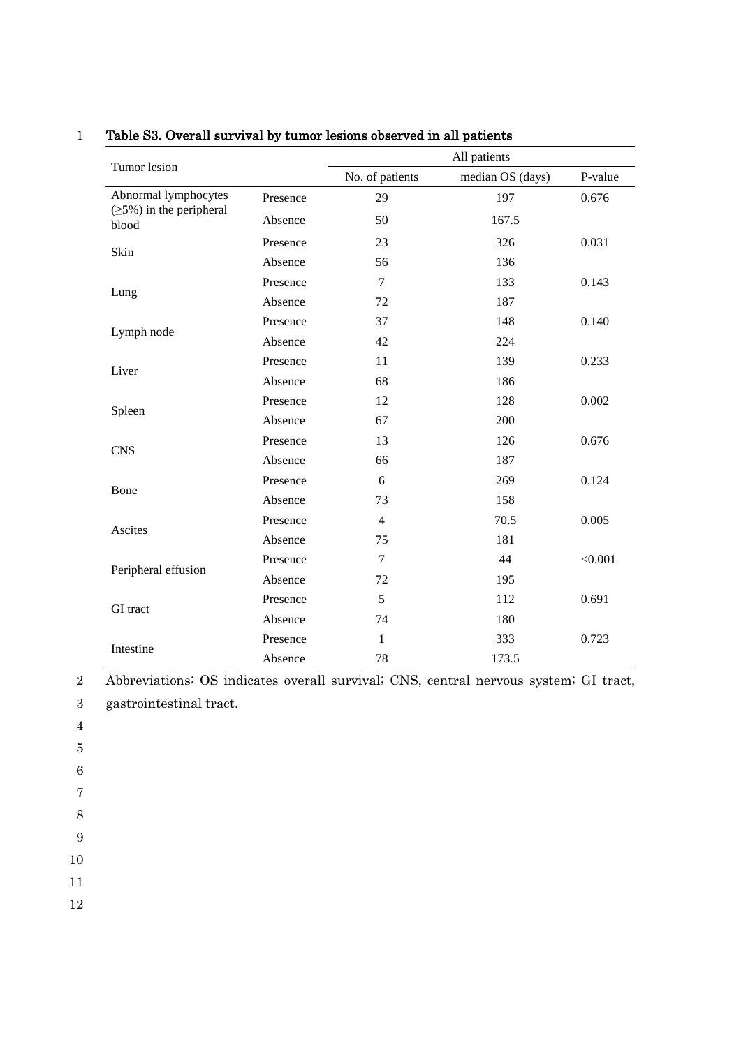**Table S3. Overall survival by tumor lesions observed in all patients**

| Tumor lesion | | All patients | | |
|---|---|---|---|---|
| | | No. of patients | median OS (days) | P-value |
| Abnormal lymphocytes (≥5%) in the peripheral blood | Presence | 29 | 197 | 0.676 |
| | Absence | 50 | 167.5 | |
| Skin | Presence | 23 | 326 | 0.031 |
| | Absence | 56 | 136 | |
| Lung | Presence | 7 | 133 | 0.143 |
| | Absence | 72 | 187 | |
| Lymph node | Presence | 37 | 148 | 0.140 |
| | Absence | 42 | 224 | |
| Liver | Presence | 11 | 139 | 0.233 |
| | Absence | 68 | 186 | |
| Spleen | Presence | 12 | 128 | 0.002 |
| | Absence | 67 | 200 | |
| CNS | Presence | 13 | 126 | 0.676 |
| | Absence | 66 | 187 | |
| Bone | Presence | 6 | 269 | 0.124 |
| | Absence | 73 | 158 | |
| Ascites | Presence | 4 | 70.5 | 0.005 |
| | Absence | 75 | 181 | |
| Peripheral effusion | Presence | 7 | 44 | <0.001 |
| | Absence | 72 | 195 | |
| GI tract | Presence | 5 | 112 | 0.691 |
| | Absence | 74 | 180 | |
| Intestine | Presence | 1 | 333 | 0.723 |
| | Absence | 78 | 173.5 | |

Abbreviations: OS indicates overall survival; CNS, central nervous system; GI tract, gastrointestinal tract.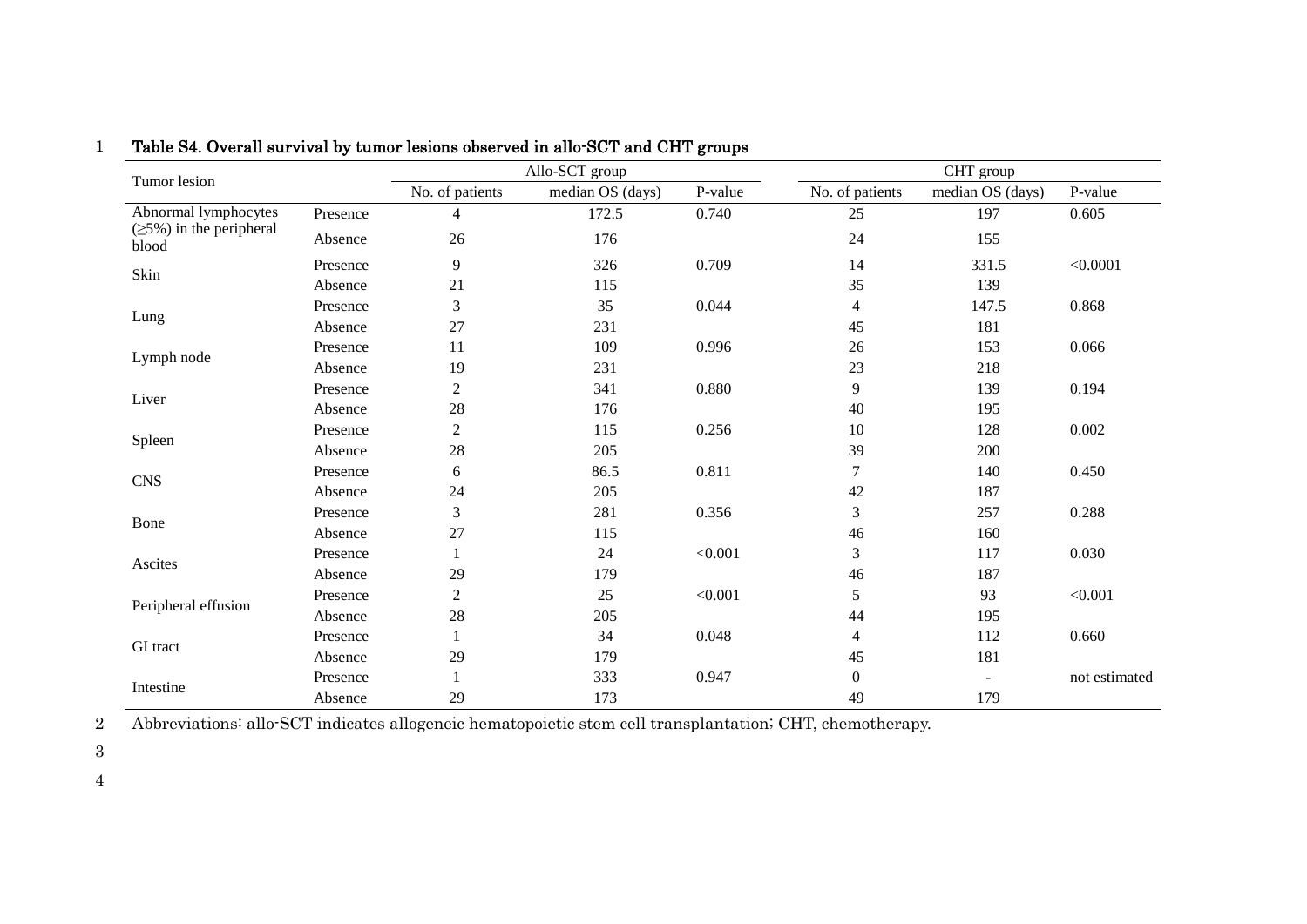**Table S4. Overall survival by tumor lesions observed in allo-SCT and CHT groups**

| Tumor lesion | | Allo-SCT group | | | CHT group | | |
|---|---|---|---|---|---|---|---|
| | | No. of patients | median OS (days) | P-value | No. of patients | median OS (days) | P-value |
| Abnormal lymphocytes (≥5%) in the peripheral blood | Presence | 4 | 172.5 | 0.740 | 25 | 197 | 0.605 |
| | Absence | 26 | 176 | | 24 | 155 | |
| Skin | Presence | 9 | 326 | 0.709 | 14 | 331.5 | <0.0001 |
| | Absence | 21 | 115 | | 35 | 139 | |
| Lung | Presence | 3 | 35 | 0.044 | 4 | 147.5 | 0.868 |
| | Absence | 27 | 231 | | 45 | 181 | |
| Lymph node | Presence | 11 | 109 | 0.996 | 26 | 153 | 0.066 |
| | Absence | 19 | 231 | | 23 | 218 | |
| Liver | Presence | 2 | 341 | 0.880 | 9 | 139 | 0.194 |
| | Absence | 28 | 176 | | 40 | 195 | |
| Spleen | Presence | 2 | 115 | 0.256 | 10 | 128 | 0.002 |
| | Absence | 28 | 205 | | 39 | 200 | |
| CNS | Presence | 6 | 86.5 | 0.811 | 7 | 140 | 0.450 |
| | Absence | 24 | 205 | | 42 | 187 | |
| Bone | Presence | 3 | 281 | 0.356 | 3 | 257 | 0.288 |
| | Absence | 27 | 115 | | 46 | 160 | |
| Ascites | Presence | 1 | 24 | <0.001 | 3 | 117 | 0.030 |
| | Absence | 29 | 179 | | 46 | 187 | |
| Peripheral effusion | Presence | 2 | 25 | <0.001 | 5 | 93 | <0.001 |
| | Absence | 28 | 205 | | 44 | 195 | |
| GI tract | Presence | 1 | 34 | 0.048 | 4 | 112 | 0.660 |
| | Absence | 29 | 179 | | 45 | 181 | |
| Intestine | Presence | 1 | 333 | 0.947 | 0 | - | not estimated |
| | Absence | 29 | 173 | | 49 | 179 | |

Abbreviations: allo-SCT indicates allogeneic hematopoietic stem cell transplantation; CHT, chemotherapy.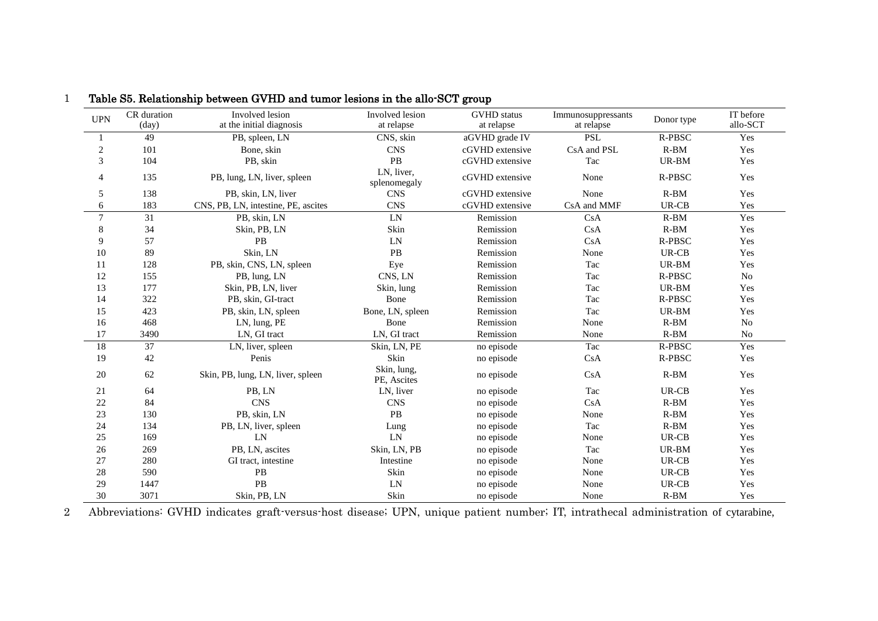**Table S5. Relationship between GVHD and tumor lesions in the allo-SCT group**

| UPN | CR duration (day) | Involved lesion at the initial diagnosis | Involved lesion at relapse | GVHD status at relapse | Immunosuppressants at relapse | Donor type | IT before allo-SCT |
|---|---|---|---|---|---|---|---|
| 1 | 49 | PB, spleen, LN | CNS, skin | aGVHD grade IV | PSL | R-PBSC | Yes |
| 2 | 101 | Bone, skin | CNS | cGVHD extensive | CsA and PSL | R-BM | Yes |
| 3 | 104 | PB, skin | PB | cGVHD extensive | Tac | UR-BM | Yes |
| 4 | 135 | PB, lung, LN, liver, spleen | LN, liver, splenomegaly | cGVHD extensive | None | R-PBSC | Yes |
| 5 | 138 | PB, skin, LN, liver | CNS | cGVHD extensive | None | R-BM | Yes |
| 6 | 183 | CNS, PB, LN, intestine, PE, ascites | CNS | cGVHD extensive | CsA and MMF | UR-CB | Yes |
| 7 | 31 | PB, skin, LN | LN | Remission | CsA | R-BM | Yes |
| 8 | 34 | Skin, PB, LN | Skin | Remission | CsA | R-BM | Yes |
| 9 | 57 | PB | LN | Remission | CsA | R-PBSC | Yes |
| 10 | 89 | Skin, LN | PB | Remission | None | UR-CB | Yes |
| 11 | 128 | PB, skin, CNS, LN, spleen | Eye | Remission | Tac | UR-BM | Yes |
| 12 | 155 | PB, lung, LN | CNS, LN | Remission | Tac | R-PBSC | No |
| 13 | 177 | Skin, PB, LN, liver | Skin, lung | Remission | Tac | UR-BM | Yes |
| 14 | 322 | PB, skin, GI-tract | Bone | Remission | Tac | R-PBSC | Yes |
| 15 | 423 | PB, skin, LN, spleen | Bone, LN, spleen | Remission | Tac | UR-BM | Yes |
| 16 | 468 | LN, lung, PE | Bone | Remission | None | R-BM | No |
| 17 | 3490 | LN, GI tract | LN, GI tract | Remission | None | R-BM | No |
| 18 | 37 | LN, liver, spleen | Skin, LN, PE | no episode | Tac | R-PBSC | Yes |
| 19 | 42 | Penis | Skin | no episode | CsA | R-PBSC | Yes |
| 20 | 62 | Skin, PB, lung, LN, liver, spleen | Skin, lung, PE, Ascites | no episode | CsA | R-BM | Yes |
| 21 | 64 | PB, LN | LN, liver | no episode | Tac | UR-CB | Yes |
| 22 | 84 | CNS | CNS | no episode | CsA | R-BM | Yes |
| 23 | 130 | PB, skin, LN | PB | no episode | None | R-BM | Yes |
| 24 | 134 | PB, LN, liver, spleen | Lung | no episode | Tac | R-BM | Yes |
| 25 | 169 | LN | LN | no episode | None | UR-CB | Yes |
| 26 | 269 | PB, LN, ascites | Skin, LN, PB | no episode | Tac | UR-BM | Yes |
| 27 | 280 | GI tract, intestine | Intestine | no episode | None | UR-CB | Yes |
| 28 | 590 | PB | Skin | no episode | None | UR-CB | Yes |
| 29 | 1447 | PB | LN | no episode | None | UR-CB | Yes |
| 30 | 3071 | Skin, PB, LN | Skin | no episode | None | R-BM | Yes |

Abbreviations: GVHD indicates graft-versus-host disease; UPN, unique patient number; IT, intrathecal administration of cytarabine,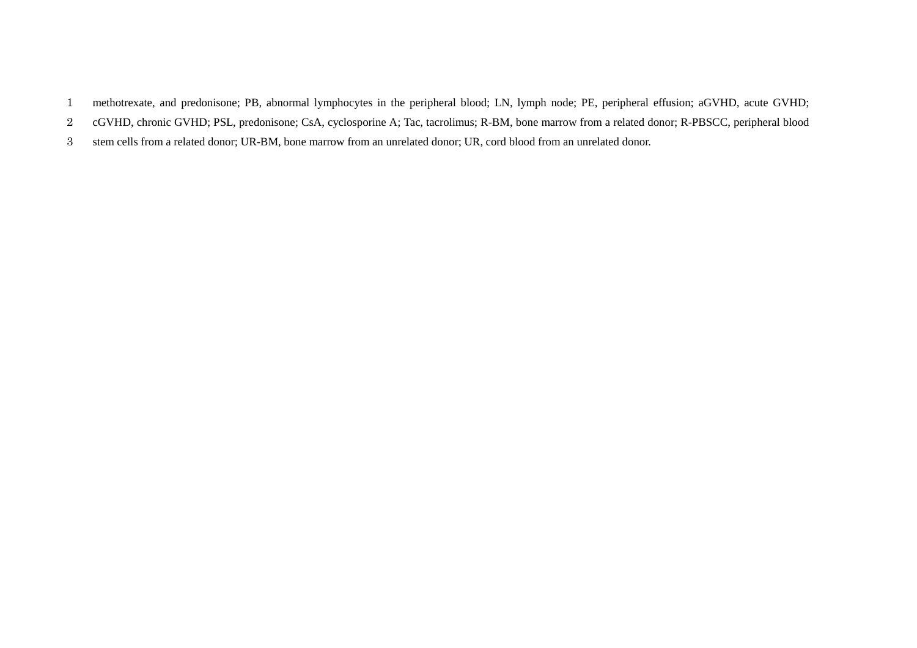methotrexate, and predonisone; PB, abnormal lymphocytes in the peripheral blood; LN, lymph node; PE, peripheral effusion; aGVHD, acute GVHD; cGVHD, chronic GVHD; PSL, predonisone; CsA, cyclosporine A; Tac, tacrolimus; R-BM, bone marrow from a related donor; R-PBSCC, peripheral blood stem cells from a related donor; UR-BM, bone marrow from an unrelated donor; UR, cord blood from an unrelated donor.